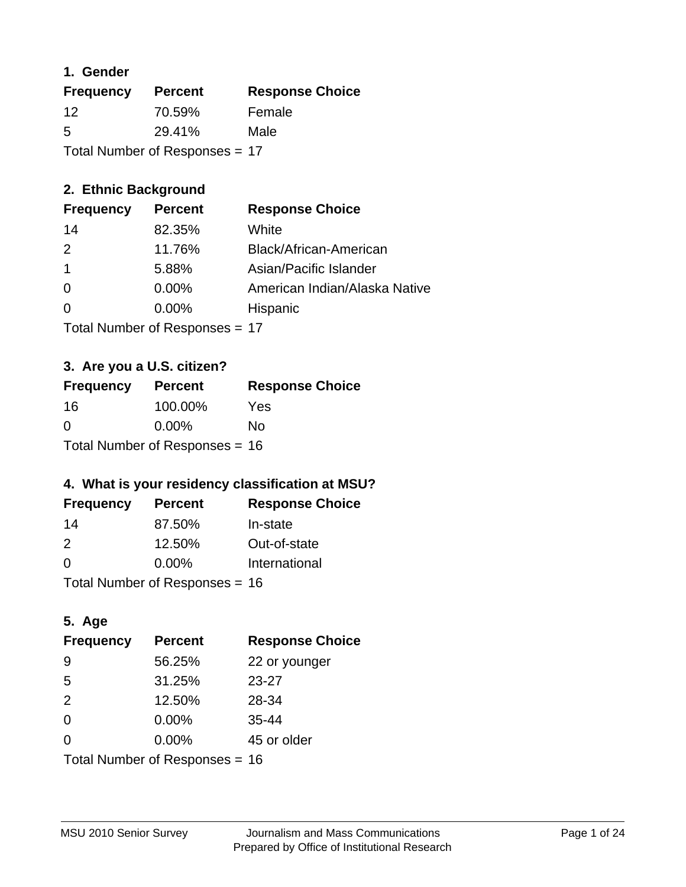### 1. Gender

| Frequency | Percent | Response Choice |
|---|---|---|
| 12 | 70.59% | Female |
| 5 | 29.41% | Male |

Total Number of Responses = 17

### 2. Ethnic Background

| Frequency | Percent | Response Choice |
|---|---|---|
| 14 | 82.35% | White |
| 2 | 11.76% | Black/African-American |
| 1 | 5.88% | Asian/Pacific Islander |
| 0 | 0.00% | American Indian/Alaska Native |
| 0 | 0.00% | Hispanic |

Total Number of Responses = 17

### 3. Are you a U.S. citizen?

| Frequency | Percent | Response Choice |
|---|---|---|
| 16 | 100.00% | Yes |
| 0 | 0.00% | No |

Total Number of Responses = 16

### 4. What is your residency classification at MSU?

| Frequency | Percent | Response Choice |
|---|---|---|
| 14 | 87.50% | In-state |
| 2 | 12.50% | Out-of-state |
| 0 | 0.00% | International |

Total Number of Responses = 16

### 5. Age

| Frequency | Percent | Response Choice |
|---|---|---|
| 9 | 56.25% | 22 or younger |
| 5 | 31.25% | 23-27 |
| 2 | 12.50% | 28-34 |
| 0 | 0.00% | 35-44 |
| 0 | 0.00% | 45 or older |

Total Number of Responses = 16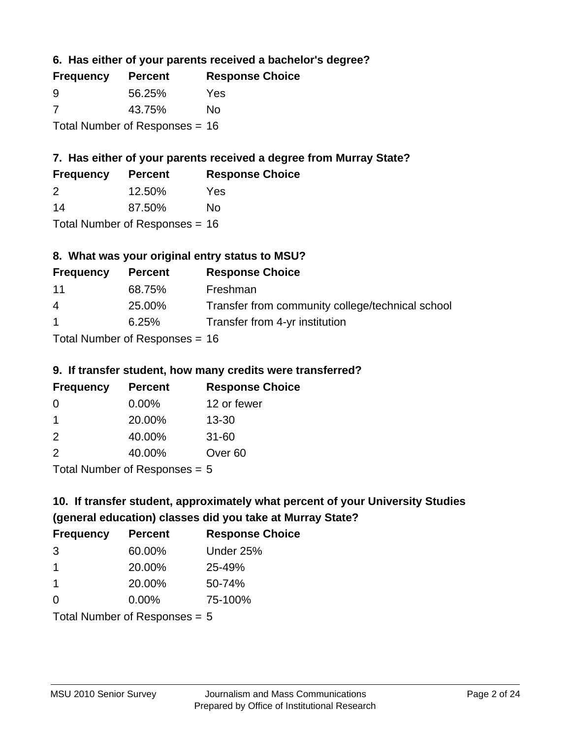### 6. Has either of your parents received a bachelor's degree?

| Frequency | Percent | Response Choice |
|---|---|---|
| 9 | 56.25% | Yes |
| 7 | 43.75% | No |

Total Number of Responses = 16

### 7. Has either of your parents received a degree from Murray State?

| Frequency | Percent | Response Choice |
|---|---|---|
| 2 | 12.50% | Yes |
| 14 | 87.50% | No |

Total Number of Responses = 16

### 8. What was your original entry status to MSU?

| Frequency | Percent | Response Choice |
|---|---|---|
| 11 | 68.75% | Freshman |
| 4 | 25.00% | Transfer from community college/technical school |
| 1 | 6.25% | Transfer from 4-yr institution |

Total Number of Responses = 16

### 9. If transfer student, how many credits were transferred?

| Frequency | Percent | Response Choice |
|---|---|---|
| 0 | 0.00% | 12 or fewer |
| 1 | 20.00% | 13-30 |
| 2 | 40.00% | 31-60 |
| 2 | 40.00% | Over 60 |

Total Number of Responses = 5

### 10. If transfer student, approximately what percent of your University Studies (general education) classes did you take at Murray State?

| Frequency | Percent | Response Choice |
|---|---|---|
| 3 | 60.00% | Under 25% |
| 1 | 20.00% | 25-49% |
| 1 | 20.00% | 50-74% |
| 0 | 0.00% | 75-100% |

Total Number of Responses = 5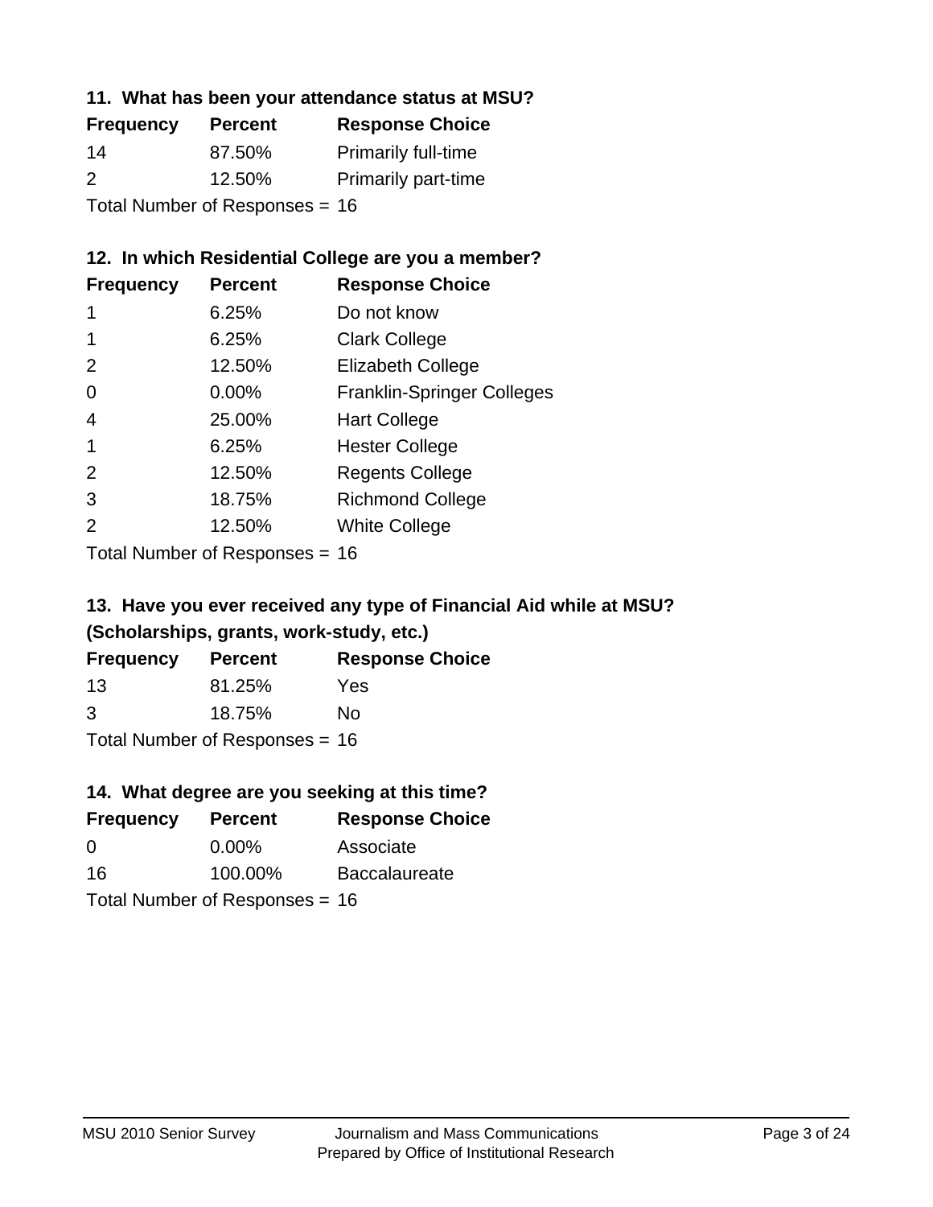### 11. What has been your attendance status at MSU?

| Frequency | Percent | Response Choice |
| --- | --- | --- |
| 14 | 87.50% | Primarily full-time |
| 2 | 12.50% | Primarily part-time |

Total Number of Responses = 16

### 12. In which Residential College are you a member?

| Frequency | Percent | Response Choice |
| --- | --- | --- |
| 1 | 6.25% | Do not know |
| 1 | 6.25% | Clark College |
| 2 | 12.50% | Elizabeth College |
| 0 | 0.00% | Franklin-Springer Colleges |
| 4 | 25.00% | Hart College |
| 1 | 6.25% | Hester College |
| 2 | 12.50% | Regents College |
| 3 | 18.75% | Richmond College |
| 2 | 12.50% | White College |

Total Number of Responses = 16

### 13. Have you ever received any type of Financial Aid while at MSU? (Scholarships, grants, work-study, etc.)

| Frequency | Percent | Response Choice |
| --- | --- | --- |
| 13 | 81.25% | Yes |
| 3 | 18.75% | No |

Total Number of Responses = 16

### 14. What degree are you seeking at this time?

| Frequency | Percent | Response Choice |
| --- | --- | --- |
| 0 | 0.00% | Associate |
| 16 | 100.00% | Baccalaureate |

Total Number of Responses = 16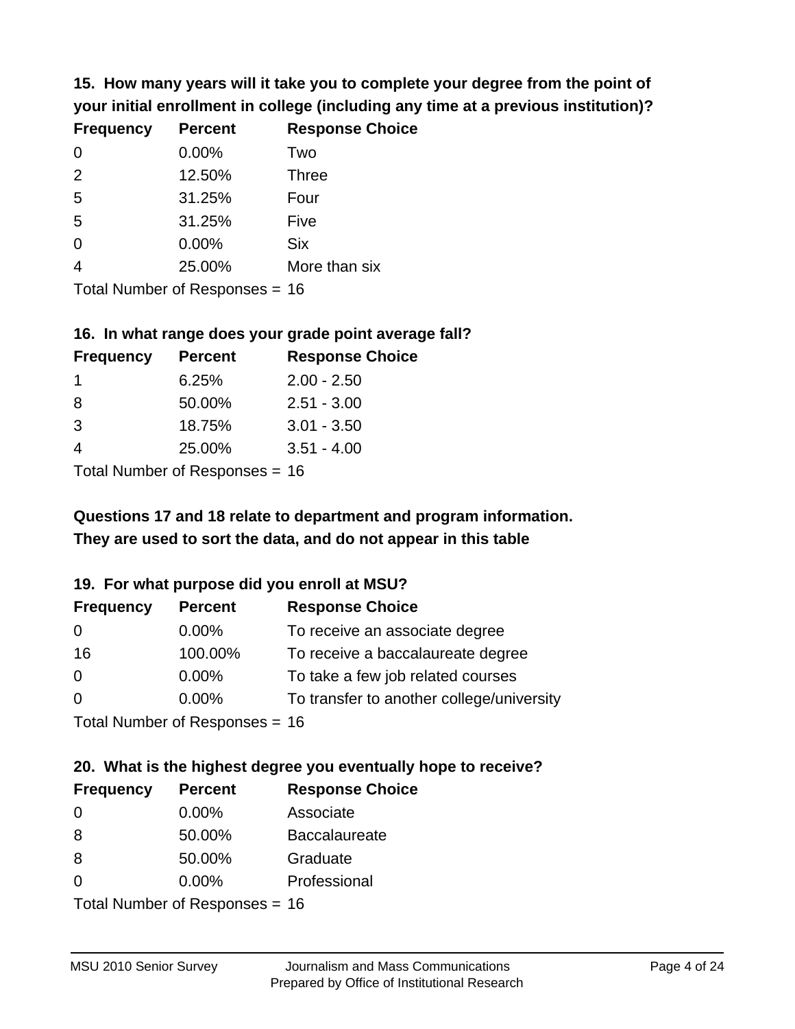### 15. How many years will it take you to complete your degree from the point of your initial enrollment in college (including any time at a previous institution)?

| Frequency | Percent | Response Choice |
|---|---|---|
| 0 | 0.00% | Two |
| 2 | 12.50% | Three |
| 5 | 31.25% | Four |
| 5 | 31.25% | Five |
| 0 | 0.00% | Six |
| 4 | 25.00% | More than six |

Total Number of Responses = 16

### 16. In what range does your grade point average fall?

| Frequency | Percent | Response Choice |
|---|---|---|
| 1 | 6.25% | 2.00 - 2.50 |
| 8 | 50.00% | 2.51 - 3.00 |
| 3 | 18.75% | 3.01 - 3.50 |
| 4 | 25.00% | 3.51 - 4.00 |

Total Number of Responses = 16

**Questions 17 and 18 relate to department and program information. They are used to sort the data, and do not appear in this table**

### 19. For what purpose did you enroll at MSU?

| Frequency | Percent | Response Choice |
|---|---|---|
| 0 | 0.00% | To receive an associate degree |
| 16 | 100.00% | To receive a baccalaureate degree |
| 0 | 0.00% | To take a few job related courses |
| 0 | 0.00% | To transfer to another college/university |

Total Number of Responses = 16

### 20. What is the highest degree you eventually hope to receive?

| Frequency | Percent | Response Choice |
|---|---|---|
| 0 | 0.00% | Associate |
| 8 | 50.00% | Baccalaureate |
| 8 | 50.00% | Graduate |
| 0 | 0.00% | Professional |

Total Number of Responses = 16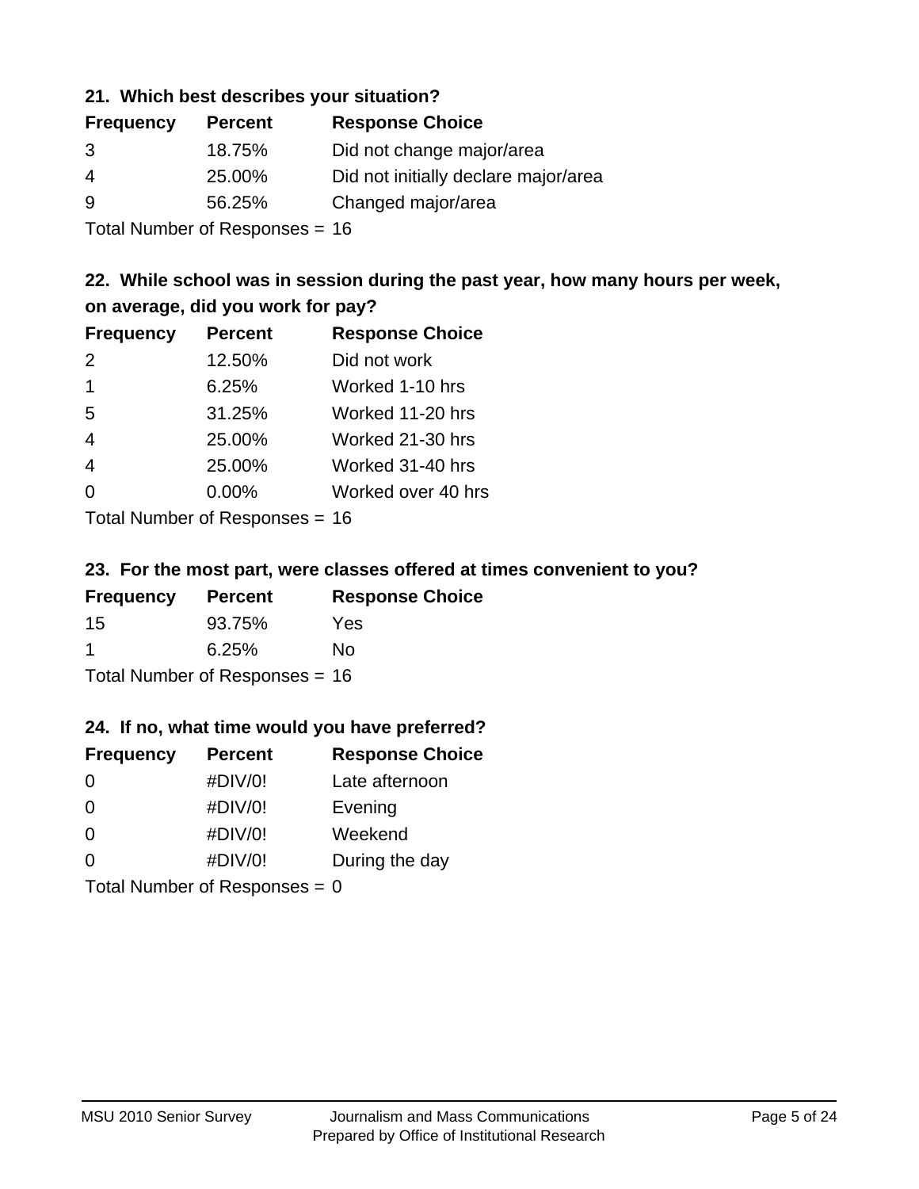### 21. Which best describes your situation?

| Frequency | Percent | Response Choice |
| --- | --- | --- |
| 3 | 18.75% | Did not change major/area |
| 4 | 25.00% | Did not initially declare major/area |
| 9 | 56.25% | Changed major/area |

Total Number of Responses = 16

### 22. While school was in session during the past year, how many hours per week, on average, did you work for pay?

| Frequency | Percent | Response Choice |
| --- | --- | --- |
| 2 | 12.50% | Did not work |
| 1 | 6.25% | Worked 1-10 hrs |
| 5 | 31.25% | Worked 11-20 hrs |
| 4 | 25.00% | Worked 21-30 hrs |
| 4 | 25.00% | Worked 31-40 hrs |
| 0 | 0.00% | Worked over 40 hrs |

Total Number of Responses = 16

### 23. For the most part, were classes offered at times convenient to you?

| Frequency | Percent | Response Choice |
| --- | --- | --- |
| 15 | 93.75% | Yes |
| 1 | 6.25% | No |

Total Number of Responses = 16

### 24. If no, what time would you have preferred?

| Frequency | Percent | Response Choice |
| --- | --- | --- |
| 0 | #DIV/0! | Late afternoon |
| 0 | #DIV/0! | Evening |
| 0 | #DIV/0! | Weekend |
| 0 | #DIV/0! | During the day |

Total Number of Responses = 0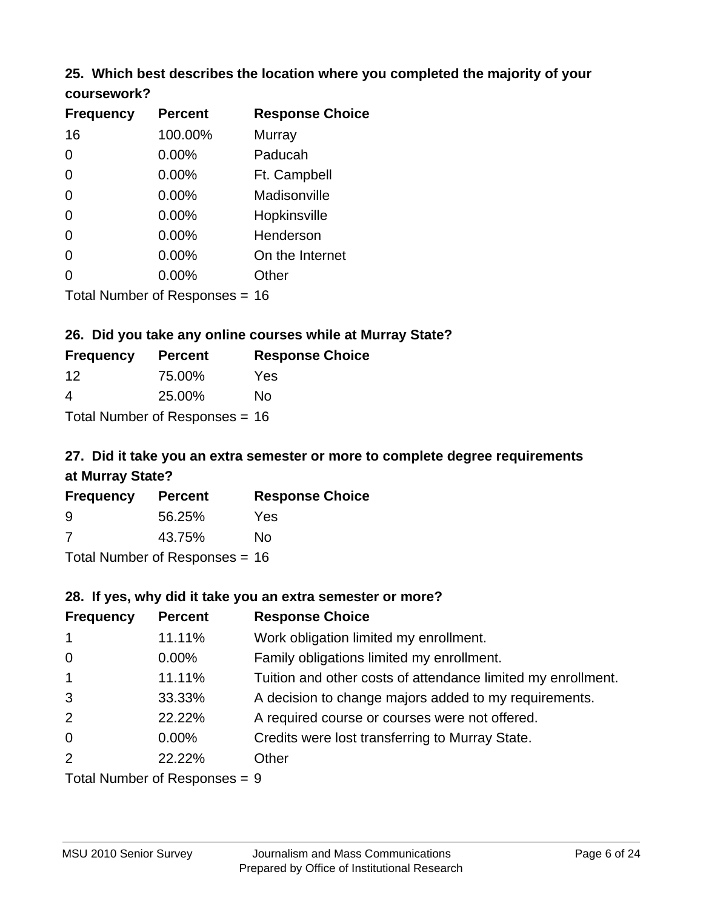### 25. Which best describes the location where you completed the majority of your coursework?

| Frequency | Percent | Response Choice |
|---|---|---|
| 16 | 100.00% | Murray |
| 0 | 0.00% | Paducah |
| 0 | 0.00% | Ft. Campbell |
| 0 | 0.00% | Madisonville |
| 0 | 0.00% | Hopkinsville |
| 0 | 0.00% | Henderson |
| 0 | 0.00% | On the Internet |
| 0 | 0.00% | Other |

Total Number of Responses = 16

### 26. Did you take any online courses while at Murray State?

| Frequency | Percent | Response Choice |
|---|---|---|
| 12 | 75.00% | Yes |
| 4 | 25.00% | No |

Total Number of Responses = 16

### 27. Did it take you an extra semester or more to complete degree requirements at Murray State?

| Frequency | Percent | Response Choice |
|---|---|---|
| 9 | 56.25% | Yes |
| 7 | 43.75% | No |

Total Number of Responses = 16

### 28. If yes, why did it take you an extra semester or more?

| Frequency | Percent | Response Choice |
|---|---|---|
| 1 | 11.11% | Work obligation limited my enrollment. |
| 0 | 0.00% | Family obligations limited my enrollment. |
| 1 | 11.11% | Tuition and other costs of attendance limited my enrollment. |
| 3 | 33.33% | A decision to change majors added to my requirements. |
| 2 | 22.22% | A required course or courses were not offered. |
| 0 | 0.00% | Credits were lost transferring to Murray State. |
| 2 | 22.22% | Other |

Total Number of Responses = 9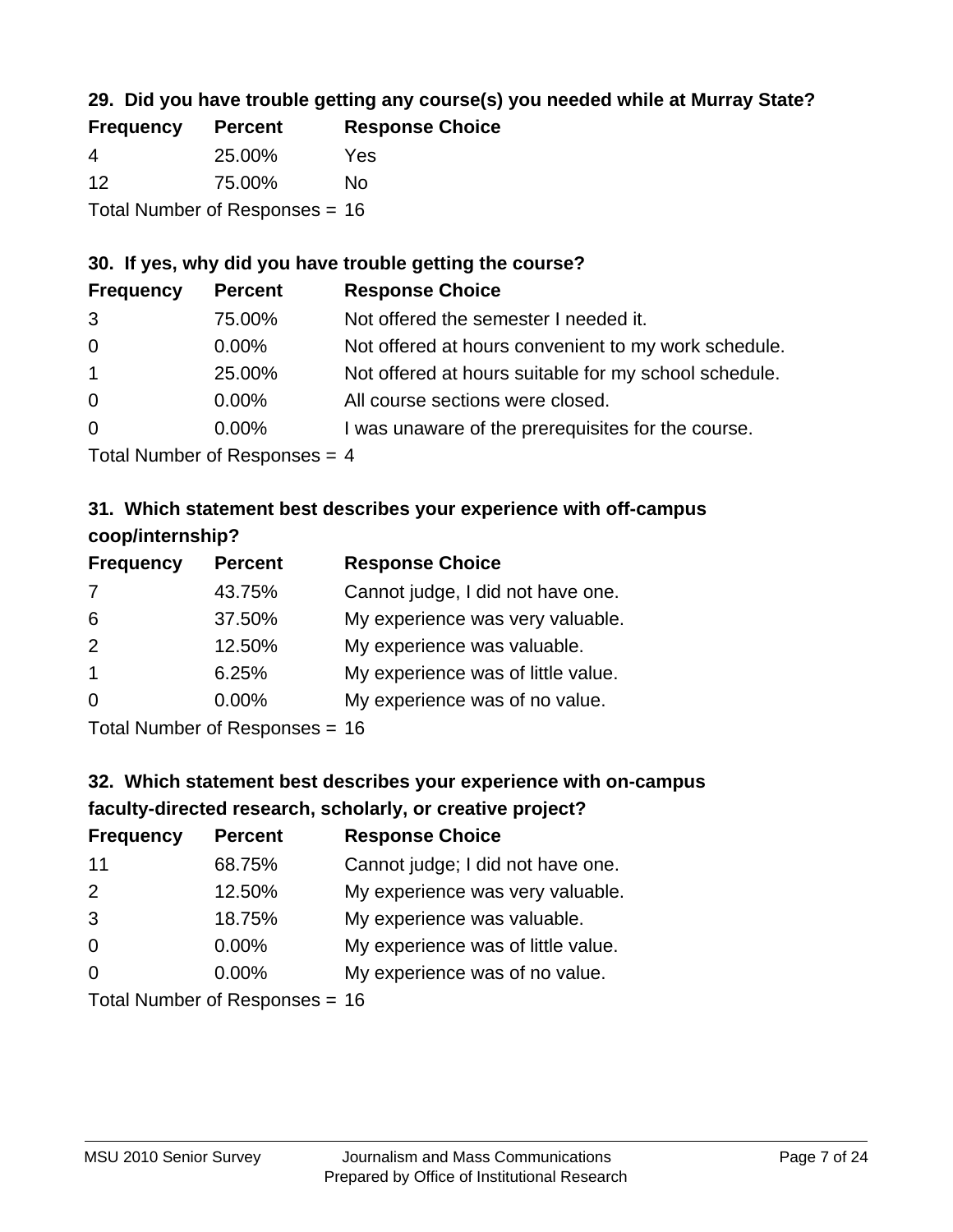### 29. Did you have trouble getting any course(s) you needed while at Murray State?

| Frequency | Percent | Response Choice |
|---|---|---|
| 4 | 25.00% | Yes |
| 12 | 75.00% | No |

Total Number of Responses = 16

### 30. If yes, why did you have trouble getting the course?

| Frequency | Percent | Response Choice |
|---|---|---|
| 3 | 75.00% | Not offered the semester I needed it. |
| 0 | 0.00% | Not offered at hours convenient to my work schedule. |
| 1 | 25.00% | Not offered at hours suitable for my school schedule. |
| 0 | 0.00% | All course sections were closed. |
| 0 | 0.00% | I was unaware of the prerequisites for the course. |

Total Number of Responses = 4

### 31. Which statement best describes your experience with off-campus coop/internship?

| Frequency | Percent | Response Choice |
|---|---|---|
| 7 | 43.75% | Cannot judge, I did not have one. |
| 6 | 37.50% | My experience was very valuable. |
| 2 | 12.50% | My experience was valuable. |
| 1 | 6.25% | My experience was of little value. |
| 0 | 0.00% | My experience was of no value. |

Total Number of Responses = 16

### 32. Which statement best describes your experience with on-campus faculty-directed research, scholarly, or creative project?

| Frequency | Percent | Response Choice |
|---|---|---|
| 11 | 68.75% | Cannot judge; I did not have one. |
| 2 | 12.50% | My experience was very valuable. |
| 3 | 18.75% | My experience was valuable. |
| 0 | 0.00% | My experience was of little value. |
| 0 | 0.00% | My experience was of no value. |

Total Number of Responses = 16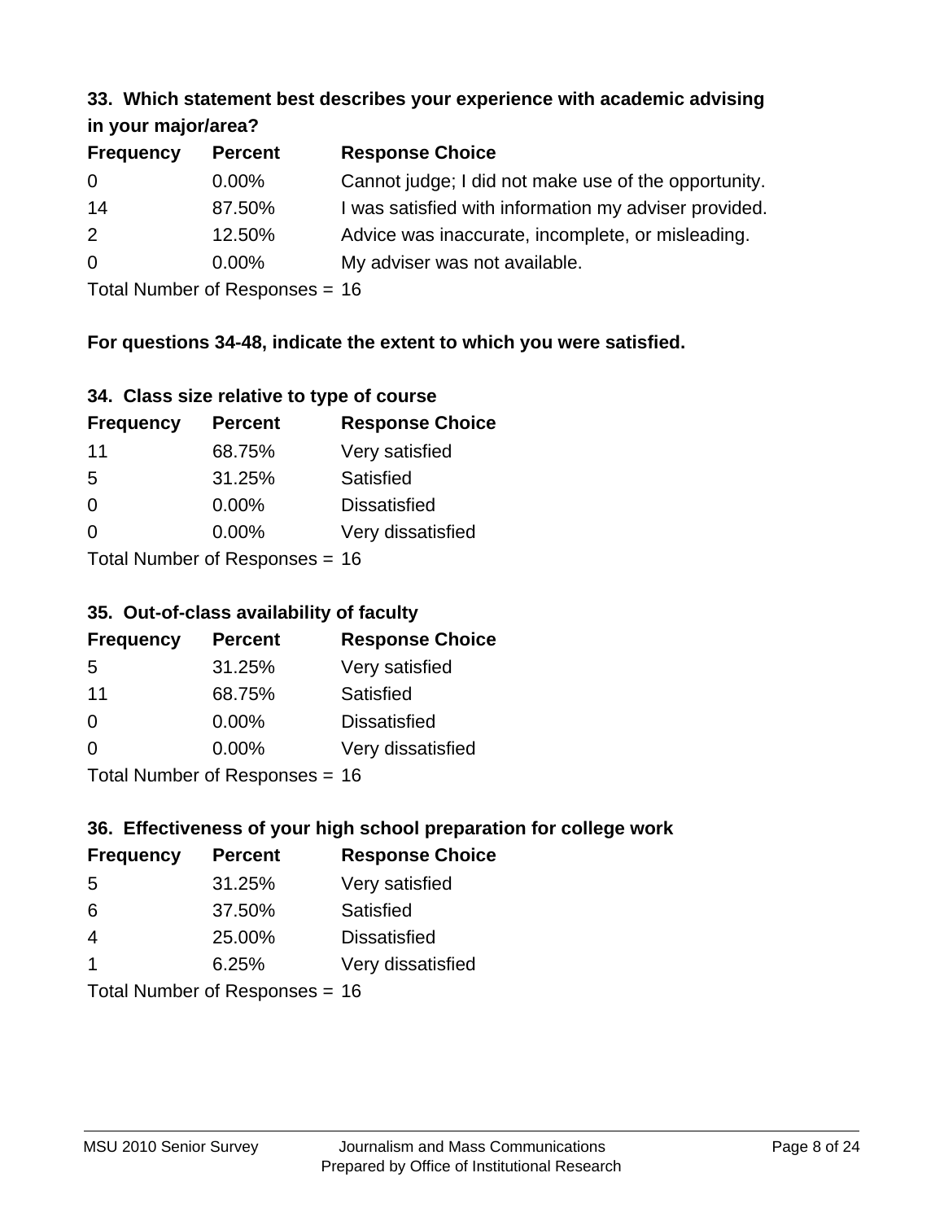### 33. Which statement best describes your experience with academic advising in your major/area?

| Frequency | Percent | Response Choice |
|---|---|---|
| 0 | 0.00% | Cannot judge; I did not make use of the opportunity. |
| 14 | 87.50% | I was satisfied with information my adviser provided. |
| 2 | 12.50% | Advice was inaccurate, incomplete, or misleading. |
| 0 | 0.00% | My adviser was not available. |

Total Number of Responses = 16

**For questions 34-48, indicate the extent to which you were satisfied.**

### 34. Class size relative to type of course

| Frequency | Percent | Response Choice |
|---|---|---|
| 11 | 68.75% | Very satisfied |
| 5 | 31.25% | Satisfied |
| 0 | 0.00% | Dissatisfied |
| 0 | 0.00% | Very dissatisfied |

Total Number of Responses = 16

### 35. Out-of-class availability of faculty

| Frequency | Percent | Response Choice |
|---|---|---|
| 5 | 31.25% | Very satisfied |
| 11 | 68.75% | Satisfied |
| 0 | 0.00% | Dissatisfied |
| 0 | 0.00% | Very dissatisfied |

Total Number of Responses = 16

### 36. Effectiveness of your high school preparation for college work

| Frequency | Percent | Response Choice |
|---|---|---|
| 5 | 31.25% | Very satisfied |
| 6 | 37.50% | Satisfied |
| 4 | 25.00% | Dissatisfied |
| 1 | 6.25% | Very dissatisfied |

Total Number of Responses = 16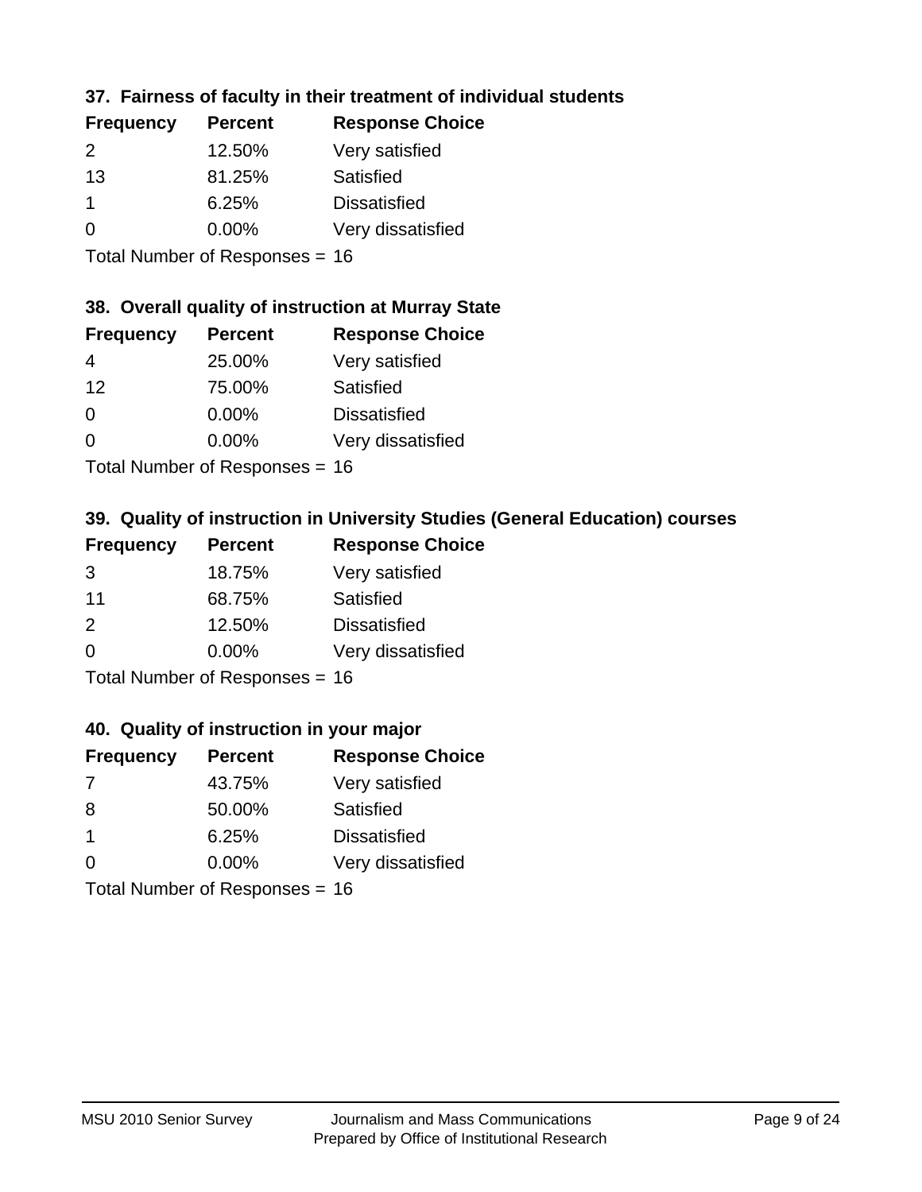### 37. Fairness of faculty in their treatment of individual students

| Frequency | Percent | Response Choice |
|---|---|---|
| 2 | 12.50% | Very satisfied |
| 13 | 81.25% | Satisfied |
| 1 | 6.25% | Dissatisfied |
| 0 | 0.00% | Very dissatisfied |

Total Number of Responses = 16

### 38. Overall quality of instruction at Murray State

| Frequency | Percent | Response Choice |
|---|---|---|
| 4 | 25.00% | Very satisfied |
| 12 | 75.00% | Satisfied |
| 0 | 0.00% | Dissatisfied |
| 0 | 0.00% | Very dissatisfied |

Total Number of Responses = 16

### 39. Quality of instruction in University Studies (General Education) courses

| Frequency | Percent | Response Choice |
|---|---|---|
| 3 | 18.75% | Very satisfied |
| 11 | 68.75% | Satisfied |
| 2 | 12.50% | Dissatisfied |
| 0 | 0.00% | Very dissatisfied |

Total Number of Responses = 16

### 40. Quality of instruction in your major

| Frequency | Percent | Response Choice |
|---|---|---|
| 7 | 43.75% | Very satisfied |
| 8 | 50.00% | Satisfied |
| 1 | 6.25% | Dissatisfied |
| 0 | 0.00% | Very dissatisfied |

Total Number of Responses = 16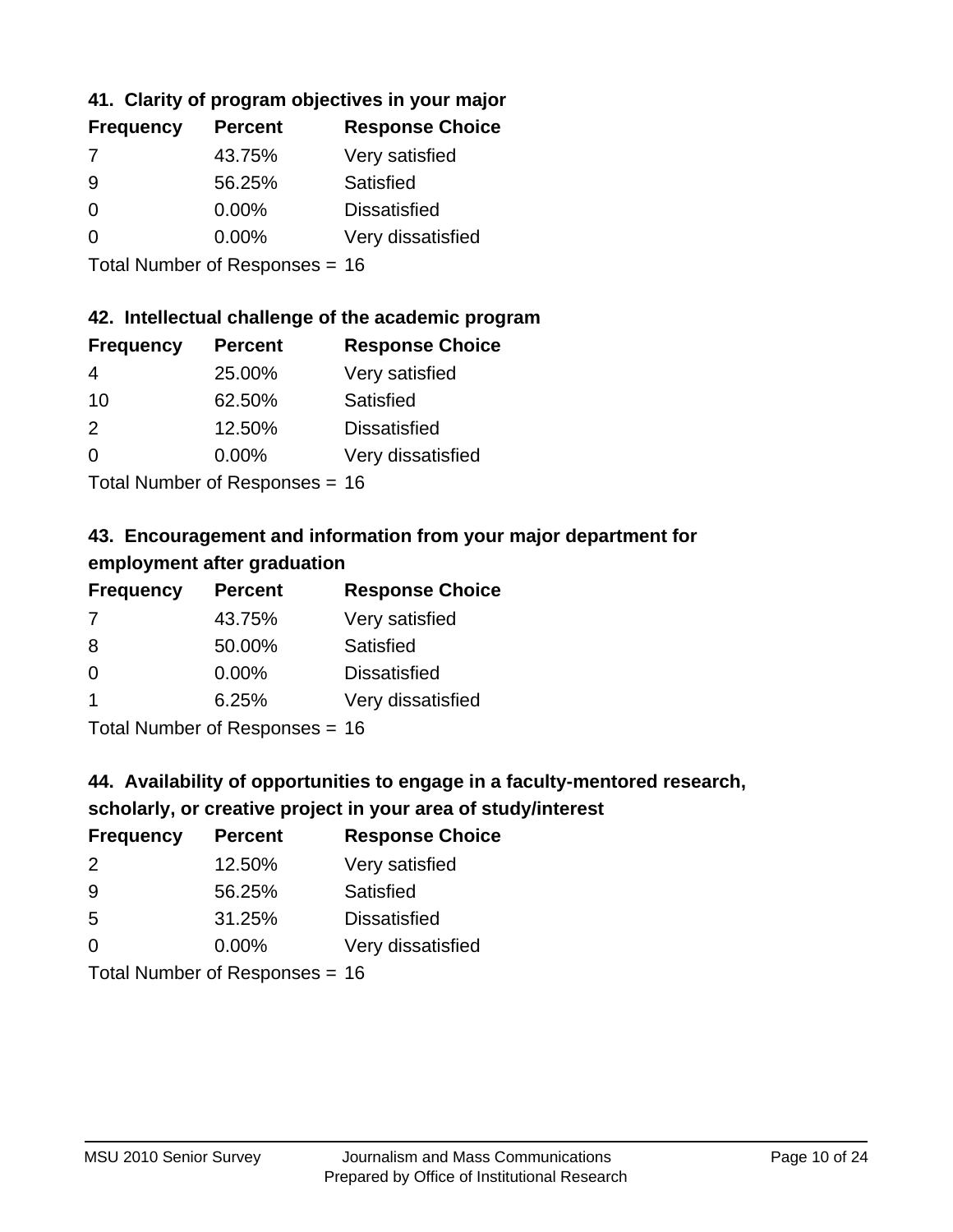### 41. Clarity of program objectives in your major

| Frequency | Percent | Response Choice |
|---|---|---|
| 7 | 43.75% | Very satisfied |
| 9 | 56.25% | Satisfied |
| 0 | 0.00% | Dissatisfied |
| 0 | 0.00% | Very dissatisfied |

Total Number of Responses = 16

### 42. Intellectual challenge of the academic program

| Frequency | Percent | Response Choice |
|---|---|---|
| 4 | 25.00% | Very satisfied |
| 10 | 62.50% | Satisfied |
| 2 | 12.50% | Dissatisfied |
| 0 | 0.00% | Very dissatisfied |

Total Number of Responses = 16

### 43. Encouragement and information from your major department for employment after graduation

| Frequency | Percent | Response Choice |
|---|---|---|
| 7 | 43.75% | Very satisfied |
| 8 | 50.00% | Satisfied |
| 0 | 0.00% | Dissatisfied |
| 1 | 6.25% | Very dissatisfied |

Total Number of Responses = 16

### 44. Availability of opportunities to engage in a faculty-mentored research, scholarly, or creative project in your area of study/interest

| Frequency | Percent | Response Choice |
|---|---|---|
| 2 | 12.50% | Very satisfied |
| 9 | 56.25% | Satisfied |
| 5 | 31.25% | Dissatisfied |
| 0 | 0.00% | Very dissatisfied |

Total Number of Responses = 16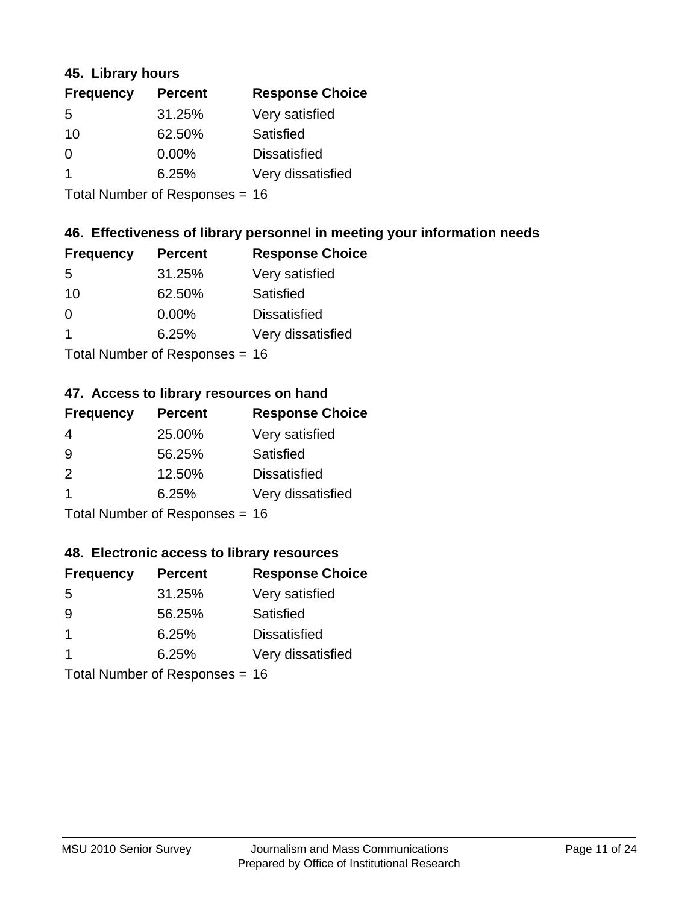### 45. Library hours

| Frequency | Percent | Response Choice |
|---|---|---|
| 5 | 31.25% | Very satisfied |
| 10 | 62.50% | Satisfied |
| 0 | 0.00% | Dissatisfied |
| 1 | 6.25% | Very dissatisfied |

Total Number of Responses = 16

### 46. Effectiveness of library personnel in meeting your information needs

| Frequency | Percent | Response Choice |
|---|---|---|
| 5 | 31.25% | Very satisfied |
| 10 | 62.50% | Satisfied |
| 0 | 0.00% | Dissatisfied |
| 1 | 6.25% | Very dissatisfied |

Total Number of Responses = 16

### 47. Access to library resources on hand

| Frequency | Percent | Response Choice |
|---|---|---|
| 4 | 25.00% | Very satisfied |
| 9 | 56.25% | Satisfied |
| 2 | 12.50% | Dissatisfied |
| 1 | 6.25% | Very dissatisfied |

Total Number of Responses = 16

### 48. Electronic access to library resources

| Frequency | Percent | Response Choice |
|---|---|---|
| 5 | 31.25% | Very satisfied |
| 9 | 56.25% | Satisfied |
| 1 | 6.25% | Dissatisfied |
| 1 | 6.25% | Very dissatisfied |

Total Number of Responses = 16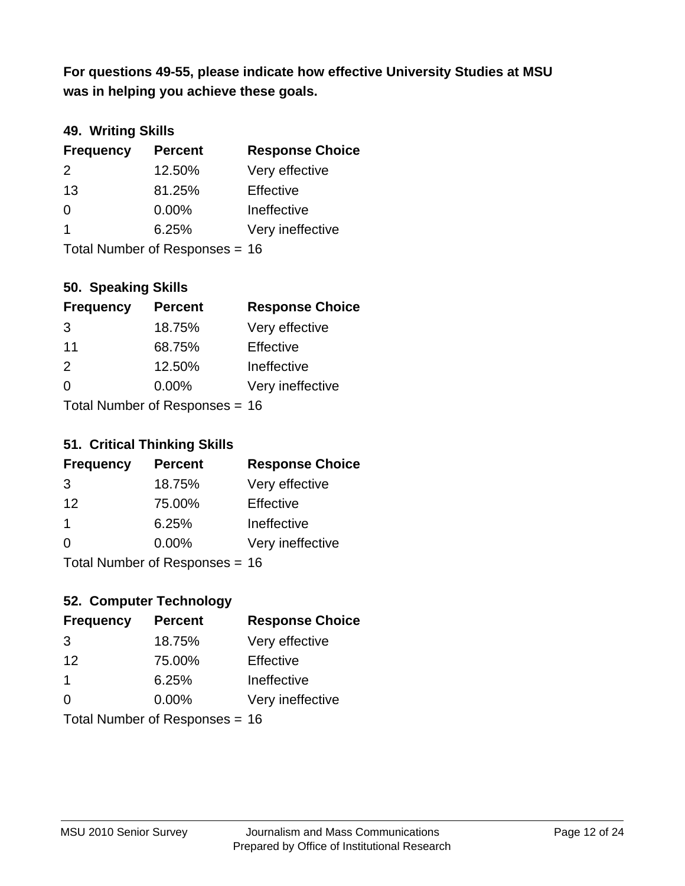**For questions 49-55, please indicate how effective University Studies at MSU was in helping you achieve these goals.**

### 49. Writing Skills

| Frequency | Percent | Response Choice |
|---|---|---|
| 2 | 12.50% | Very effective |
| 13 | 81.25% | Effective |
| 0 | 0.00% | Ineffective |
| 1 | 6.25% | Very ineffective |

Total Number of Responses = 16

### 50. Speaking Skills

| Frequency | Percent | Response Choice |
|---|---|---|
| 3 | 18.75% | Very effective |
| 11 | 68.75% | Effective |
| 2 | 12.50% | Ineffective |
| 0 | 0.00% | Very ineffective |

Total Number of Responses = 16

### 51. Critical Thinking Skills

| Frequency | Percent | Response Choice |
|---|---|---|
| 3 | 18.75% | Very effective |
| 12 | 75.00% | Effective |
| 1 | 6.25% | Ineffective |
| 0 | 0.00% | Very ineffective |

Total Number of Responses = 16

### 52. Computer Technology

| Frequency | Percent | Response Choice |
|---|---|---|
| 3 | 18.75% | Very effective |
| 12 | 75.00% | Effective |
| 1 | 6.25% | Ineffective |
| 0 | 0.00% | Very ineffective |

Total Number of Responses = 16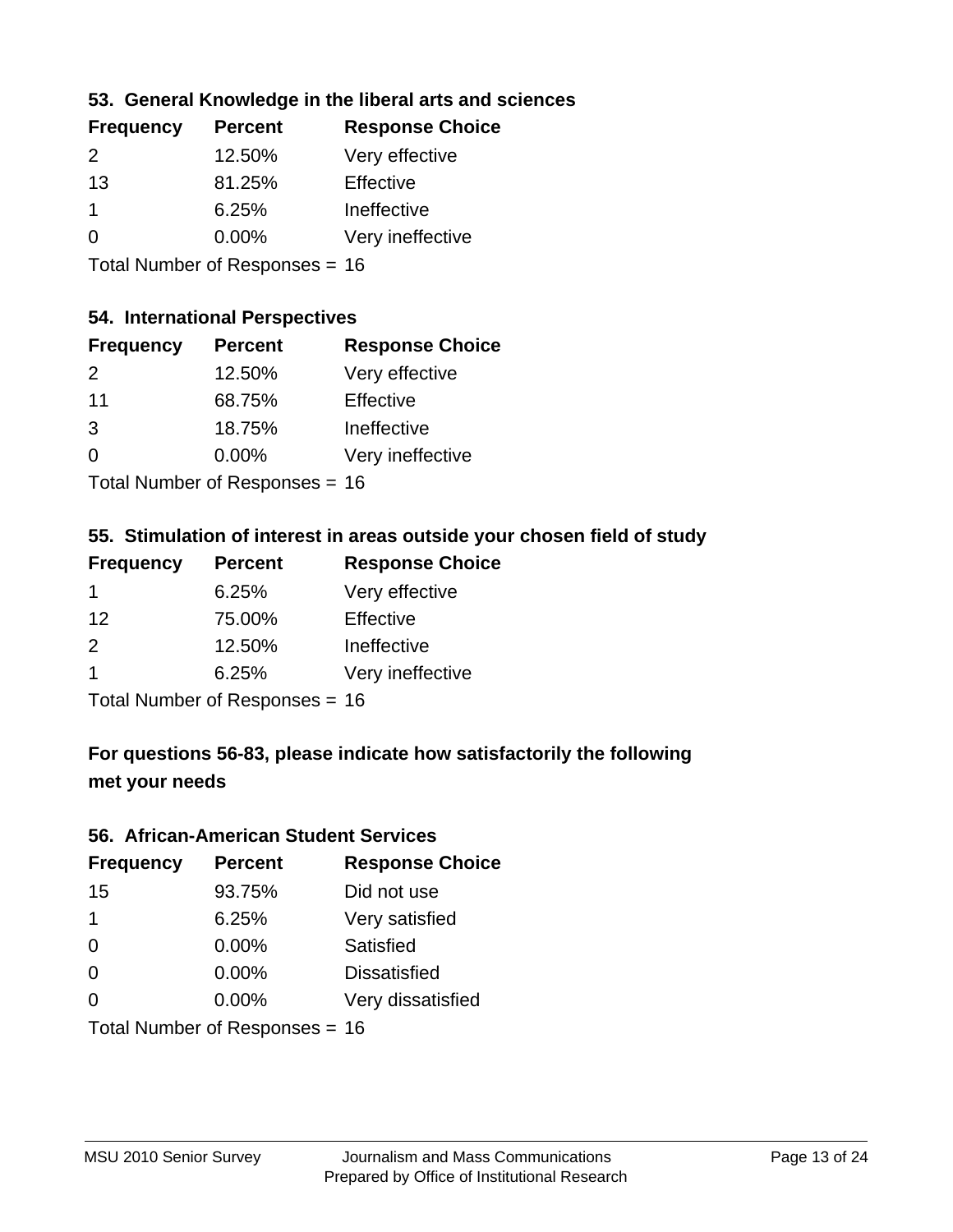### 53. General Knowledge in the liberal arts and sciences

| Frequency | Percent | Response Choice |
|---|---|---|
| 2 | 12.50% | Very effective |
| 13 | 81.25% | Effective |
| 1 | 6.25% | Ineffective |
| 0 | 0.00% | Very ineffective |

Total Number of Responses = 16

### 54. International Perspectives

| Frequency | Percent | Response Choice |
|---|---|---|
| 2 | 12.50% | Very effective |
| 11 | 68.75% | Effective |
| 3 | 18.75% | Ineffective |
| 0 | 0.00% | Very ineffective |

Total Number of Responses = 16

### 55. Stimulation of interest in areas outside your chosen field of study

| Frequency | Percent | Response Choice |
|---|---|---|
| 1 | 6.25% | Very effective |
| 12 | 75.00% | Effective |
| 2 | 12.50% | Ineffective |
| 1 | 6.25% | Very ineffective |

Total Number of Responses = 16

### For questions 56-83, please indicate how satisfactorily the following met your needs

### 56. African-American Student Services

| Frequency | Percent | Response Choice |
|---|---|---|
| 15 | 93.75% | Did not use |
| 1 | 6.25% | Very satisfied |
| 0 | 0.00% | Satisfied |
| 0 | 0.00% | Dissatisfied |
| 0 | 0.00% | Very dissatisfied |

Total Number of Responses = 16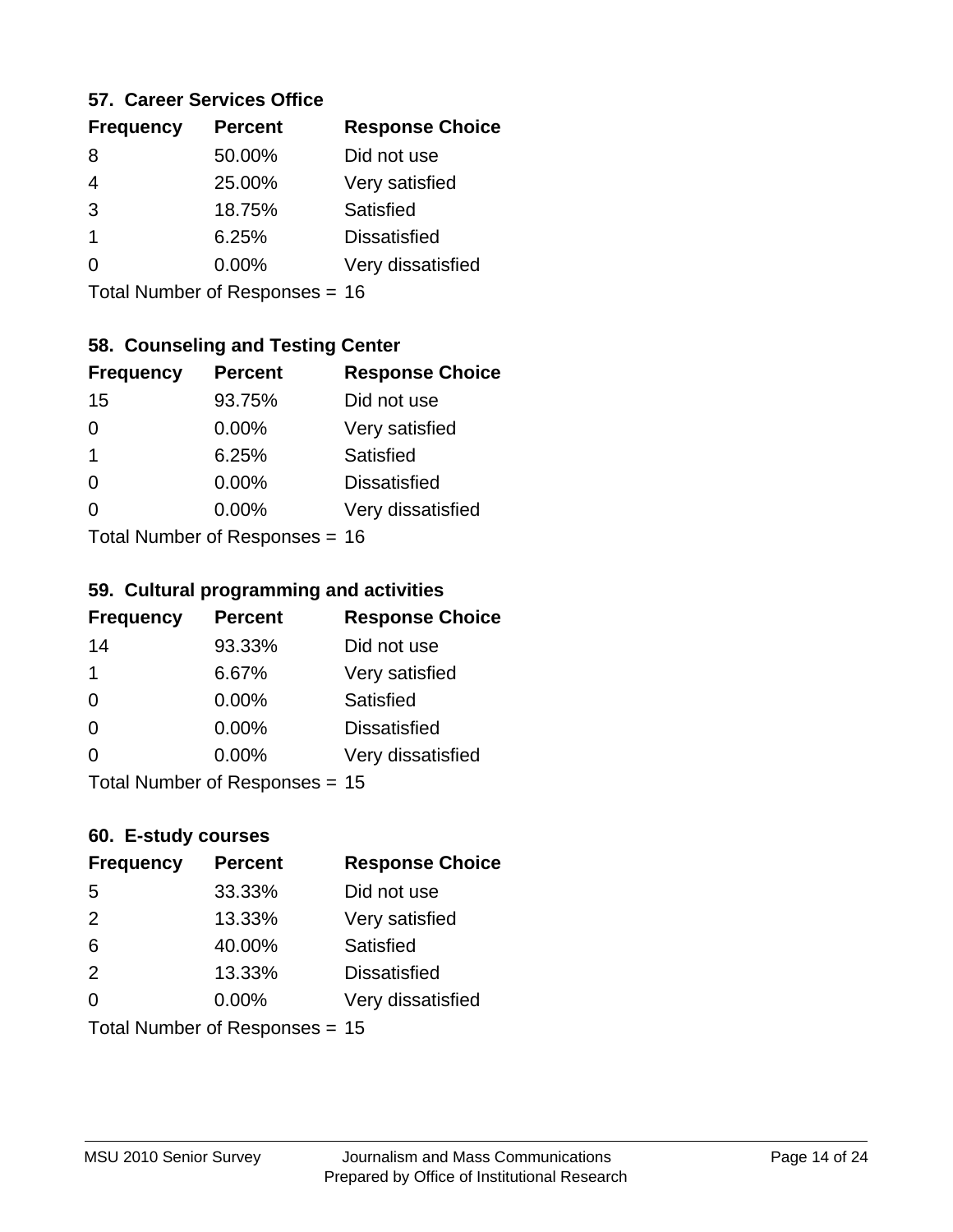### 57. Career Services Office

| Frequency | Percent | Response Choice |
|---|---|---|
| 8 | 50.00% | Did not use |
| 4 | 25.00% | Very satisfied |
| 3 | 18.75% | Satisfied |
| 1 | 6.25% | Dissatisfied |
| 0 | 0.00% | Very dissatisfied |

Total Number of Responses = 16

### 58. Counseling and Testing Center

| Frequency | Percent | Response Choice |
|---|---|---|
| 15 | 93.75% | Did not use |
| 0 | 0.00% | Very satisfied |
| 1 | 6.25% | Satisfied |
| 0 | 0.00% | Dissatisfied |
| 0 | 0.00% | Very dissatisfied |

Total Number of Responses = 16

### 59. Cultural programming and activities

| Frequency | Percent | Response Choice |
|---|---|---|
| 14 | 93.33% | Did not use |
| 1 | 6.67% | Very satisfied |
| 0 | 0.00% | Satisfied |
| 0 | 0.00% | Dissatisfied |
| 0 | 0.00% | Very dissatisfied |

Total Number of Responses = 15

### 60. E-study courses

| Frequency | Percent | Response Choice |
|---|---|---|
| 5 | 33.33% | Did not use |
| 2 | 13.33% | Very satisfied |
| 6 | 40.00% | Satisfied |
| 2 | 13.33% | Dissatisfied |
| 0 | 0.00% | Very dissatisfied |

Total Number of Responses = 15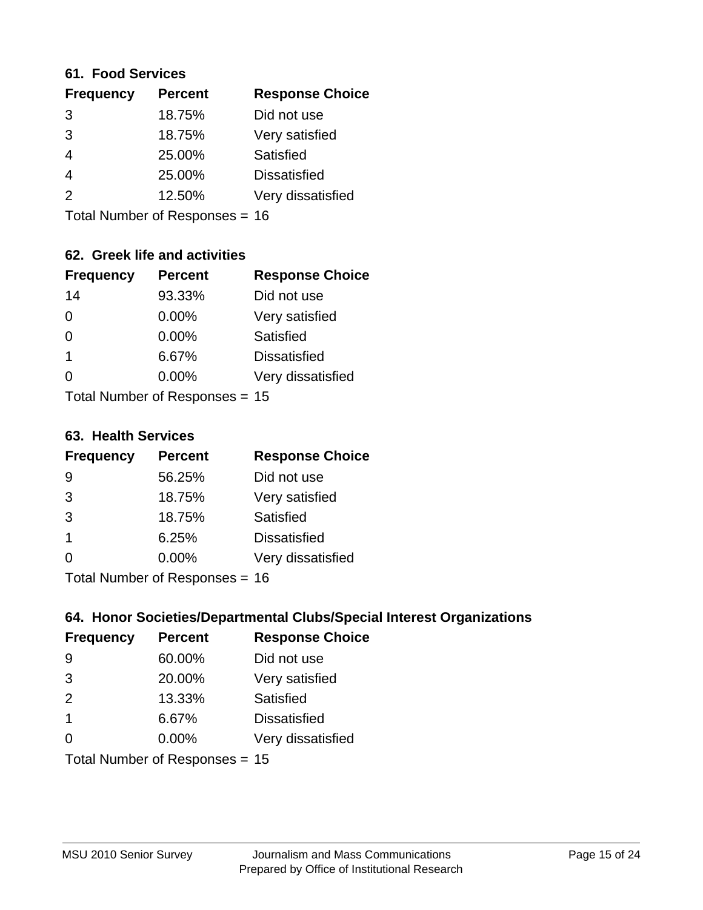### 61. Food Services

| Frequency | Percent | Response Choice |
| --- | --- | --- |
| 3 | 18.75% | Did not use |
| 3 | 18.75% | Very satisfied |
| 4 | 25.00% | Satisfied |
| 4 | 25.00% | Dissatisfied |
| 2 | 12.50% | Very dissatisfied |

Total Number of Responses = 16

### 62. Greek life and activities

| Frequency | Percent | Response Choice |
| --- | --- | --- |
| 14 | 93.33% | Did not use |
| 0 | 0.00% | Very satisfied |
| 0 | 0.00% | Satisfied |
| 1 | 6.67% | Dissatisfied |
| 0 | 0.00% | Very dissatisfied |

Total Number of Responses = 15

### 63. Health Services

| Frequency | Percent | Response Choice |
| --- | --- | --- |
| 9 | 56.25% | Did not use |
| 3 | 18.75% | Very satisfied |
| 3 | 18.75% | Satisfied |
| 1 | 6.25% | Dissatisfied |
| 0 | 0.00% | Very dissatisfied |

Total Number of Responses = 16

### 64. Honor Societies/Departmental Clubs/Special Interest Organizations

| Frequency | Percent | Response Choice |
| --- | --- | --- |
| 9 | 60.00% | Did not use |
| 3 | 20.00% | Very satisfied |
| 2 | 13.33% | Satisfied |
| 1 | 6.67% | Dissatisfied |
| 0 | 0.00% | Very dissatisfied |

Total Number of Responses = 15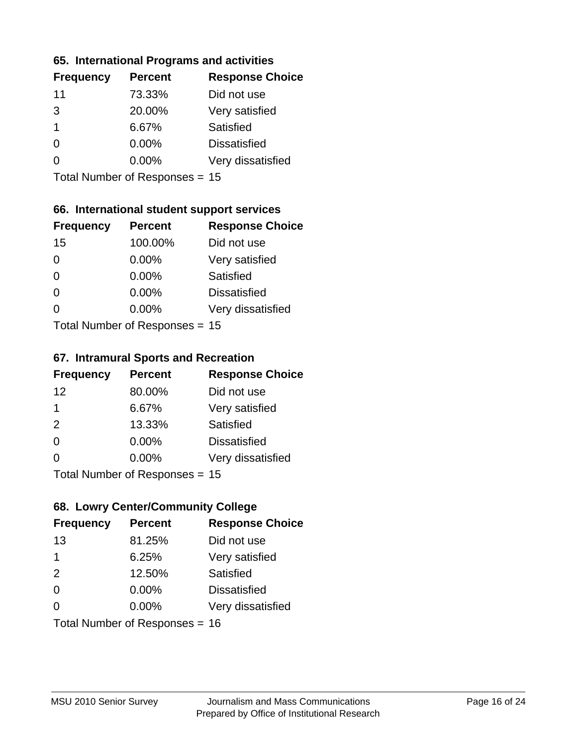### 65. International Programs and activities

| Frequency | Percent | Response Choice |
| --- | --- | --- |
| 11 | 73.33% | Did not use |
| 3 | 20.00% | Very satisfied |
| 1 | 6.67% | Satisfied |
| 0 | 0.00% | Dissatisfied |
| 0 | 0.00% | Very dissatisfied |

Total Number of Responses = 15

### 66. International student support services

| Frequency | Percent | Response Choice |
| --- | --- | --- |
| 15 | 100.00% | Did not use |
| 0 | 0.00% | Very satisfied |
| 0 | 0.00% | Satisfied |
| 0 | 0.00% | Dissatisfied |
| 0 | 0.00% | Very dissatisfied |

Total Number of Responses = 15

### 67. Intramural Sports and Recreation

| Frequency | Percent | Response Choice |
| --- | --- | --- |
| 12 | 80.00% | Did not use |
| 1 | 6.67% | Very satisfied |
| 2 | 13.33% | Satisfied |
| 0 | 0.00% | Dissatisfied |
| 0 | 0.00% | Very dissatisfied |

Total Number of Responses = 15

### 68. Lowry Center/Community College

| Frequency | Percent | Response Choice |
| --- | --- | --- |
| 13 | 81.25% | Did not use |
| 1 | 6.25% | Very satisfied |
| 2 | 12.50% | Satisfied |
| 0 | 0.00% | Dissatisfied |
| 0 | 0.00% | Very dissatisfied |

Total Number of Responses = 16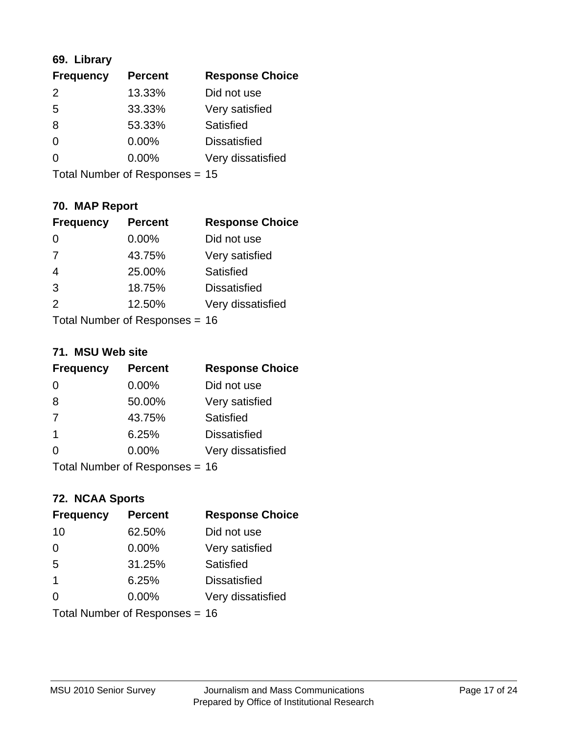### 69. Library

| Frequency | Percent | Response Choice |
|---|---|---|
| 2 | 13.33% | Did not use |
| 5 | 33.33% | Very satisfied |
| 8 | 53.33% | Satisfied |
| 0 | 0.00% | Dissatisfied |
| 0 | 0.00% | Very dissatisfied |

Total Number of Responses = 15

### 70. MAP Report

| Frequency | Percent | Response Choice |
|---|---|---|
| 0 | 0.00% | Did not use |
| 7 | 43.75% | Very satisfied |
| 4 | 25.00% | Satisfied |
| 3 | 18.75% | Dissatisfied |
| 2 | 12.50% | Very dissatisfied |

Total Number of Responses = 16

### 71. MSU Web site

| Frequency | Percent | Response Choice |
|---|---|---|
| 0 | 0.00% | Did not use |
| 8 | 50.00% | Very satisfied |
| 7 | 43.75% | Satisfied |
| 1 | 6.25% | Dissatisfied |
| 0 | 0.00% | Very dissatisfied |

Total Number of Responses = 16

### 72. NCAA Sports

| Frequency | Percent | Response Choice |
|---|---|---|
| 10 | 62.50% | Did not use |
| 0 | 0.00% | Very satisfied |
| 5 | 31.25% | Satisfied |
| 1 | 6.25% | Dissatisfied |
| 0 | 0.00% | Very dissatisfied |

Total Number of Responses = 16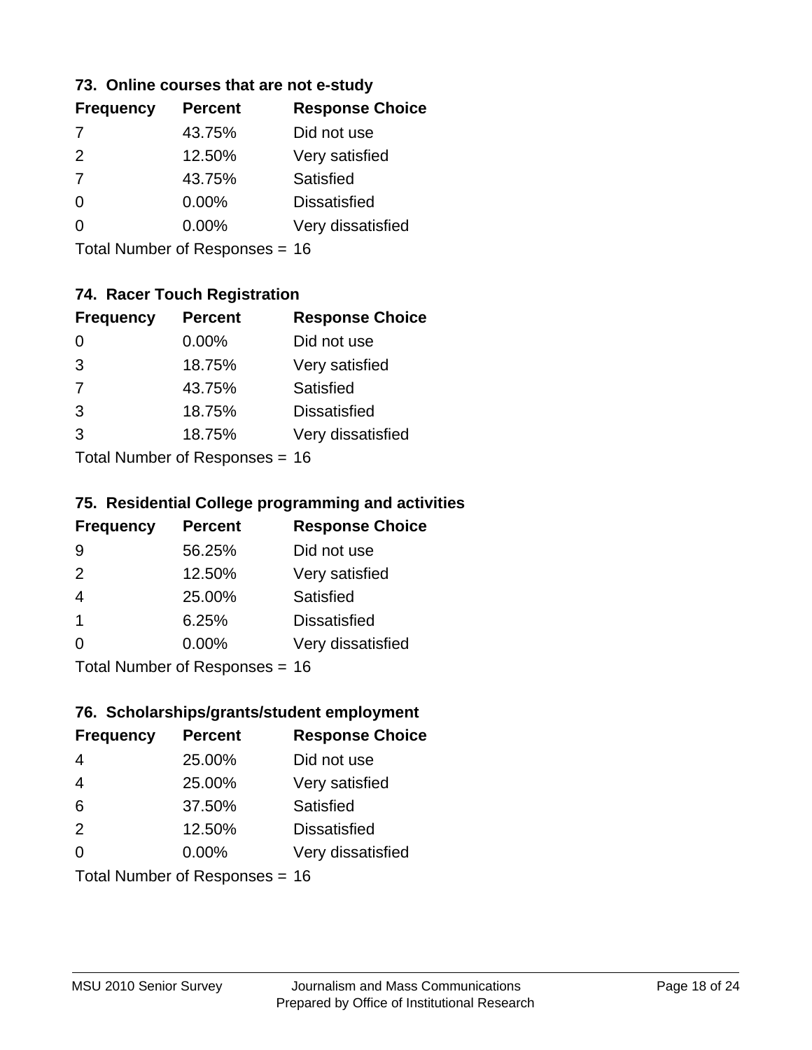### 73. Online courses that are not e-study

| Frequency | Percent | Response Choice |
|---|---|---|
| 7 | 43.75% | Did not use |
| 2 | 12.50% | Very satisfied |
| 7 | 43.75% | Satisfied |
| 0 | 0.00% | Dissatisfied |
| 0 | 0.00% | Very dissatisfied |

Total Number of Responses = 16

### 74. Racer Touch Registration

| Frequency | Percent | Response Choice |
|---|---|---|
| 0 | 0.00% | Did not use |
| 3 | 18.75% | Very satisfied |
| 7 | 43.75% | Satisfied |
| 3 | 18.75% | Dissatisfied |
| 3 | 18.75% | Very dissatisfied |

Total Number of Responses = 16

### 75. Residential College programming and activities

| Frequency | Percent | Response Choice |
|---|---|---|
| 9 | 56.25% | Did not use |
| 2 | 12.50% | Very satisfied |
| 4 | 25.00% | Satisfied |
| 1 | 6.25% | Dissatisfied |
| 0 | 0.00% | Very dissatisfied |

Total Number of Responses = 16

### 76. Scholarships/grants/student employment

| Frequency | Percent | Response Choice |
|---|---|---|
| 4 | 25.00% | Did not use |
| 4 | 25.00% | Very satisfied |
| 6 | 37.50% | Satisfied |
| 2 | 12.50% | Dissatisfied |
| 0 | 0.00% | Very dissatisfied |

Total Number of Responses = 16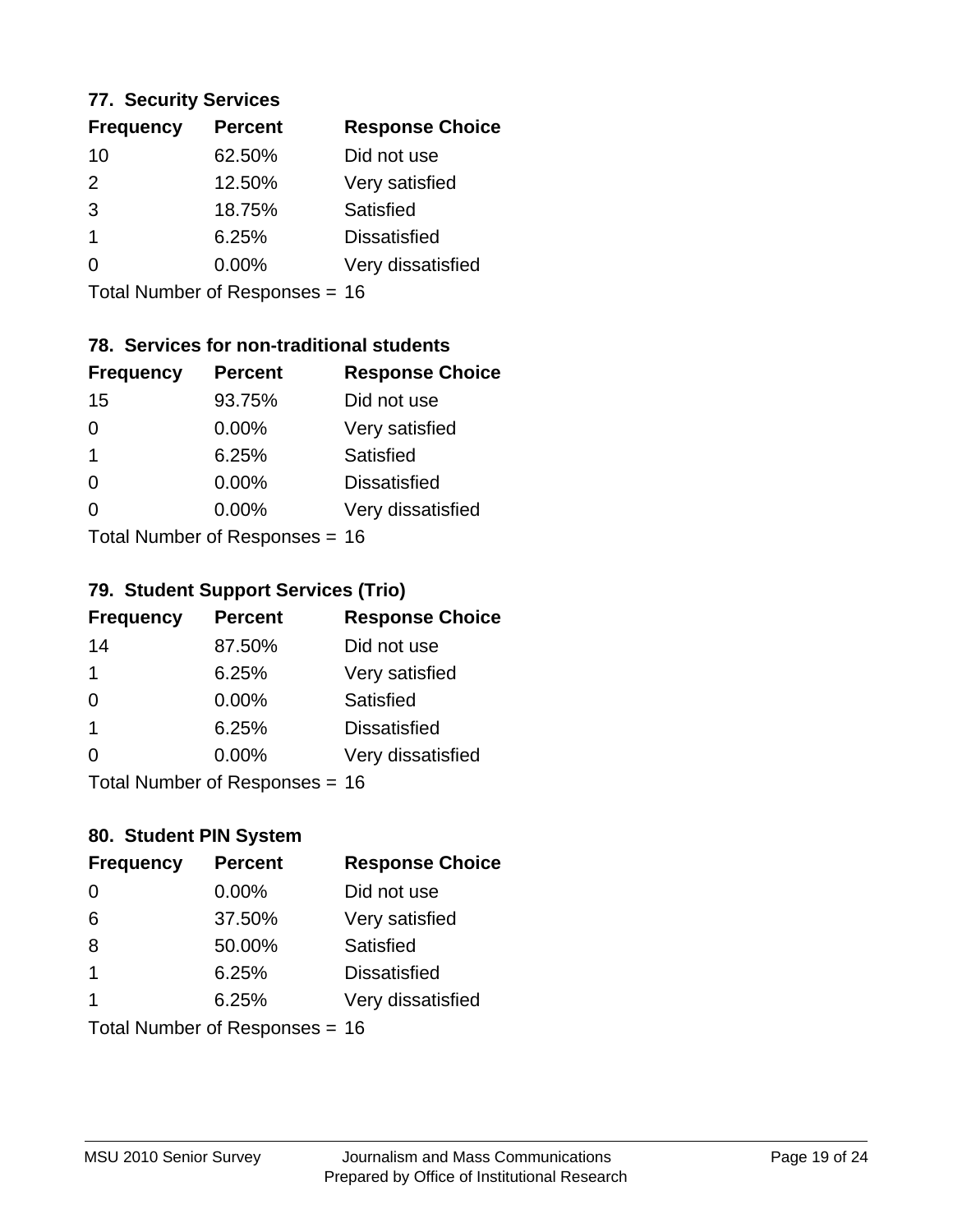### 77. Security Services

| Frequency | Percent | Response Choice |
|---|---|---|
| 10 | 62.50% | Did not use |
| 2 | 12.50% | Very satisfied |
| 3 | 18.75% | Satisfied |
| 1 | 6.25% | Dissatisfied |
| 0 | 0.00% | Very dissatisfied |

Total Number of Responses = 16

### 78. Services for non-traditional students

| Frequency | Percent | Response Choice |
|---|---|---|
| 15 | 93.75% | Did not use |
| 0 | 0.00% | Very satisfied |
| 1 | 6.25% | Satisfied |
| 0 | 0.00% | Dissatisfied |
| 0 | 0.00% | Very dissatisfied |

Total Number of Responses = 16

### 79. Student Support Services (Trio)

| Frequency | Percent | Response Choice |
|---|---|---|
| 14 | 87.50% | Did not use |
| 1 | 6.25% | Very satisfied |
| 0 | 0.00% | Satisfied |
| 1 | 6.25% | Dissatisfied |
| 0 | 0.00% | Very dissatisfied |

Total Number of Responses = 16

### 80. Student PIN System

| Frequency | Percent | Response Choice |
|---|---|---|
| 0 | 0.00% | Did not use |
| 6 | 37.50% | Very satisfied |
| 8 | 50.00% | Satisfied |
| 1 | 6.25% | Dissatisfied |
| 1 | 6.25% | Very dissatisfied |

Total Number of Responses = 16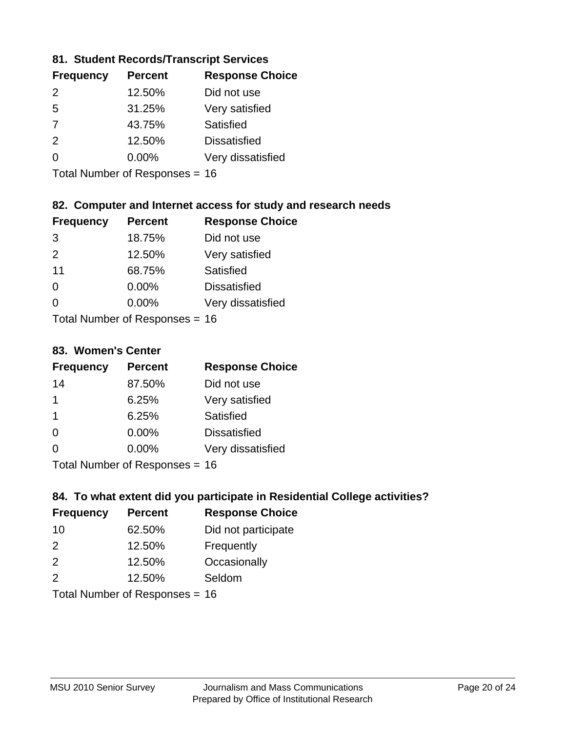### 81. Student Records/Transcript Services

| Frequency | Percent | Response Choice |
|---|---|---|
| 2 | 12.50% | Did not use |
| 5 | 31.25% | Very satisfied |
| 7 | 43.75% | Satisfied |
| 2 | 12.50% | Dissatisfied |
| 0 | 0.00% | Very dissatisfied |

Total Number of Responses = 16

### 82. Computer and Internet access for study and research needs

| Frequency | Percent | Response Choice |
|---|---|---|
| 3 | 18.75% | Did not use |
| 2 | 12.50% | Very satisfied |
| 11 | 68.75% | Satisfied |
| 0 | 0.00% | Dissatisfied |
| 0 | 0.00% | Very dissatisfied |

Total Number of Responses = 16

### 83. Women's Center

| Frequency | Percent | Response Choice |
|---|---|---|
| 14 | 87.50% | Did not use |
| 1 | 6.25% | Very satisfied |
| 1 | 6.25% | Satisfied |
| 0 | 0.00% | Dissatisfied |
| 0 | 0.00% | Very dissatisfied |

Total Number of Responses = 16

### 84. To what extent did you participate in Residential College activities?

| Frequency | Percent | Response Choice |
|---|---|---|
| 10 | 62.50% | Did not participate |
| 2 | 12.50% | Frequently |
| 2 | 12.50% | Occasionally |
| 2 | 12.50% | Seldom |

Total Number of Responses = 16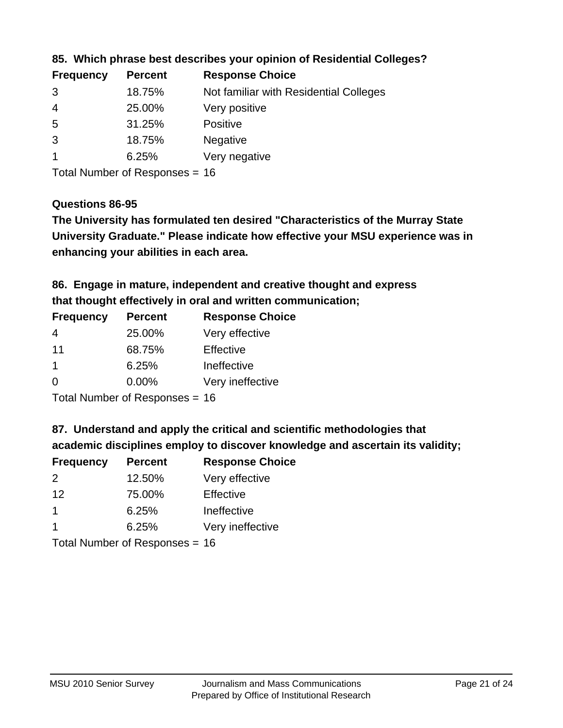**85. Which phrase best describes your opinion of Residential Colleges?**

| Frequency | Percent | Response Choice |
|---|---|---|
| 3 | 18.75% | Not familiar with Residential Colleges |
| 4 | 25.00% | Very positive |
| 5 | 31.25% | Positive |
| 3 | 18.75% | Negative |
| 1 | 6.25% | Very negative |

Total Number of Responses = 16

**Questions 86-95**

**The University has formulated ten desired "Characteristics of the Murray State University Graduate." Please indicate how effective your MSU experience was in enhancing your abilities in each area.**

**86. Engage in mature, independent and creative thought and express that thought effectively in oral and written communication;**

| Frequency | Percent | Response Choice |
|---|---|---|
| 4 | 25.00% | Very effective |
| 11 | 68.75% | Effective |
| 1 | 6.25% | Ineffective |
| 0 | 0.00% | Very ineffective |

Total Number of Responses = 16

**87. Understand and apply the critical and scientific methodologies that academic disciplines employ to discover knowledge and ascertain its validity;**

| Frequency | Percent | Response Choice |
|---|---|---|
| 2 | 12.50% | Very effective |
| 12 | 75.00% | Effective |
| 1 | 6.25% | Ineffective |
| 1 | 6.25% | Very ineffective |

Total Number of Responses = 16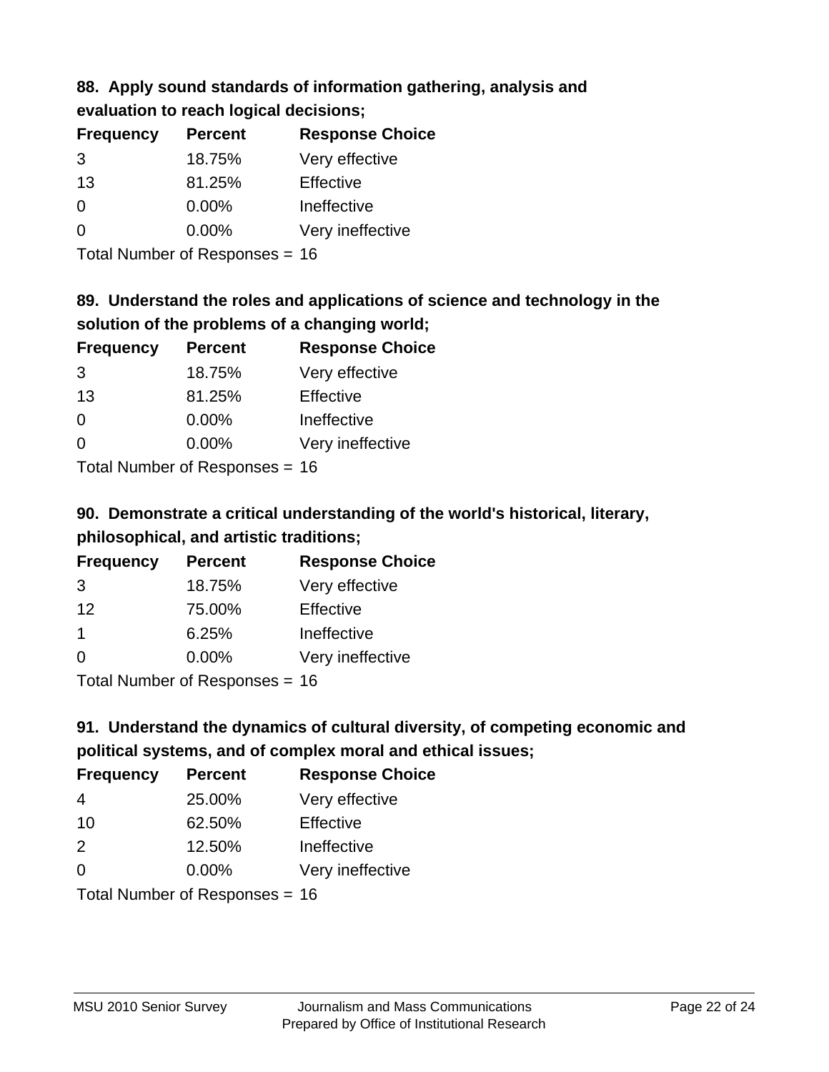### 88. Apply sound standards of information gathering, analysis and evaluation to reach logical decisions;

| Frequency | Percent | Response Choice |
|---|---|---|
| 3 | 18.75% | Very effective |
| 13 | 81.25% | Effective |
| 0 | 0.00% | Ineffective |
| 0 | 0.00% | Very ineffective |

Total Number of Responses = 16

### 89. Understand the roles and applications of science and technology in the solution of the problems of a changing world;

| Frequency | Percent | Response Choice |
|---|---|---|
| 3 | 18.75% | Very effective |
| 13 | 81.25% | Effective |
| 0 | 0.00% | Ineffective |
| 0 | 0.00% | Very ineffective |

Total Number of Responses = 16

### 90. Demonstrate a critical understanding of the world's historical, literary, philosophical, and artistic traditions;

| Frequency | Percent | Response Choice |
|---|---|---|
| 3 | 18.75% | Very effective |
| 12 | 75.00% | Effective |
| 1 | 6.25% | Ineffective |
| 0 | 0.00% | Very ineffective |

Total Number of Responses = 16

### 91. Understand the dynamics of cultural diversity, of competing economic and political systems, and of complex moral and ethical issues;

| Frequency | Percent | Response Choice |
|---|---|---|
| 4 | 25.00% | Very effective |
| 10 | 62.50% | Effective |
| 2 | 12.50% | Ineffective |
| 0 | 0.00% | Very ineffective |

Total Number of Responses = 16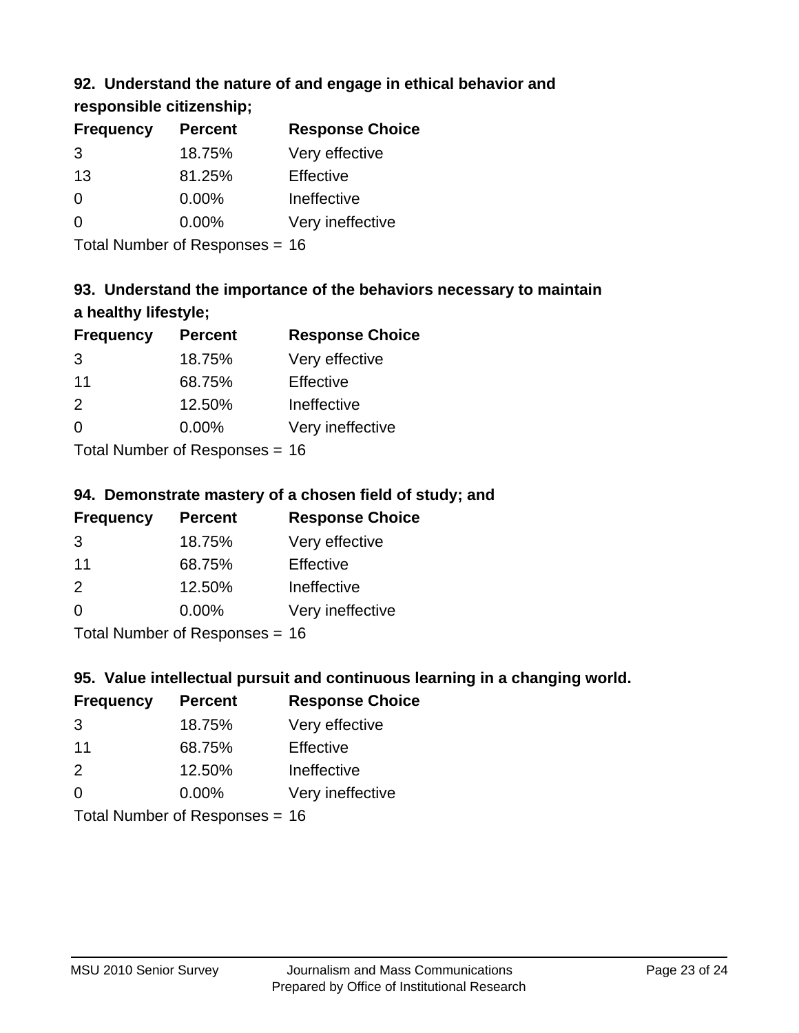### 92. Understand the nature of and engage in ethical behavior and responsible citizenship;

| Frequency | Percent | Response Choice |
|---|---|---|
| 3 | 18.75% | Very effective |
| 13 | 81.25% | Effective |
| 0 | 0.00% | Ineffective |
| 0 | 0.00% | Very ineffective |

Total Number of Responses = 16

### 93. Understand the importance of the behaviors necessary to maintain a healthy lifestyle;

| Frequency | Percent | Response Choice |
|---|---|---|
| 3 | 18.75% | Very effective |
| 11 | 68.75% | Effective |
| 2 | 12.50% | Ineffective |
| 0 | 0.00% | Very ineffective |

Total Number of Responses = 16

### 94. Demonstrate mastery of a chosen field of study; and

| Frequency | Percent | Response Choice |
|---|---|---|
| 3 | 18.75% | Very effective |
| 11 | 68.75% | Effective |
| 2 | 12.50% | Ineffective |
| 0 | 0.00% | Very ineffective |

Total Number of Responses = 16

### 95. Value intellectual pursuit and continuous learning in a changing world.

| Frequency | Percent | Response Choice |
|---|---|---|
| 3 | 18.75% | Very effective |
| 11 | 68.75% | Effective |
| 2 | 12.50% | Ineffective |
| 0 | 0.00% | Very ineffective |

Total Number of Responses = 16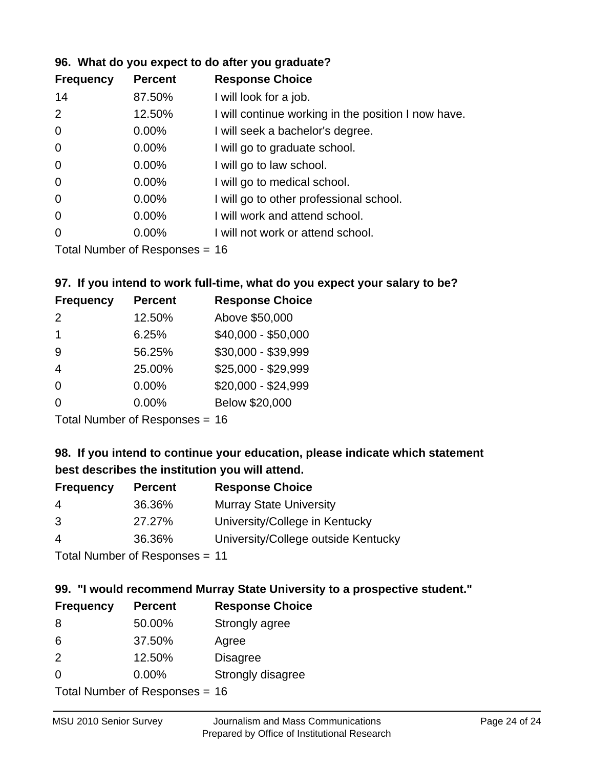### 96. What do you expect to do after you graduate?

| Frequency | Percent | Response Choice |
|---|---|---|
| 14 | 87.50% | I will look for a job. |
| 2 | 12.50% | I will continue working in the position I now have. |
| 0 | 0.00% | I will seek a bachelor's degree. |
| 0 | 0.00% | I will go to graduate school. |
| 0 | 0.00% | I will go to law school. |
| 0 | 0.00% | I will go to medical school. |
| 0 | 0.00% | I will go to other professional school. |
| 0 | 0.00% | I will work and attend school. |
| 0 | 0.00% | I will not work or attend school. |

Total Number of Responses = 16

### 97. If you intend to work full-time, what do you expect your salary to be?

| Frequency | Percent | Response Choice |
|---|---|---|
| 2 | 12.50% | Above $50,000 |
| 1 | 6.25% | $40,000 - $50,000 |
| 9 | 56.25% | $30,000 - $39,999 |
| 4 | 25.00% | $25,000 - $29,999 |
| 0 | 0.00% | $20,000 - $24,999 |
| 0 | 0.00% | Below $20,000 |

Total Number of Responses = 16

### 98. If you intend to continue your education, please indicate which statement best describes the institution you will attend.

| Frequency | Percent | Response Choice |
|---|---|---|
| 4 | 36.36% | Murray State University |
| 3 | 27.27% | University/College in Kentucky |
| 4 | 36.36% | University/College outside Kentucky |

Total Number of Responses = 11

### 99. "I would recommend Murray State University to a prospective student."

| Frequency | Percent | Response Choice |
|---|---|---|
| 8 | 50.00% | Strongly agree |
| 6 | 37.50% | Agree |
| 2 | 12.50% | Disagree |
| 0 | 0.00% | Strongly disagree |

Total Number of Responses = 16